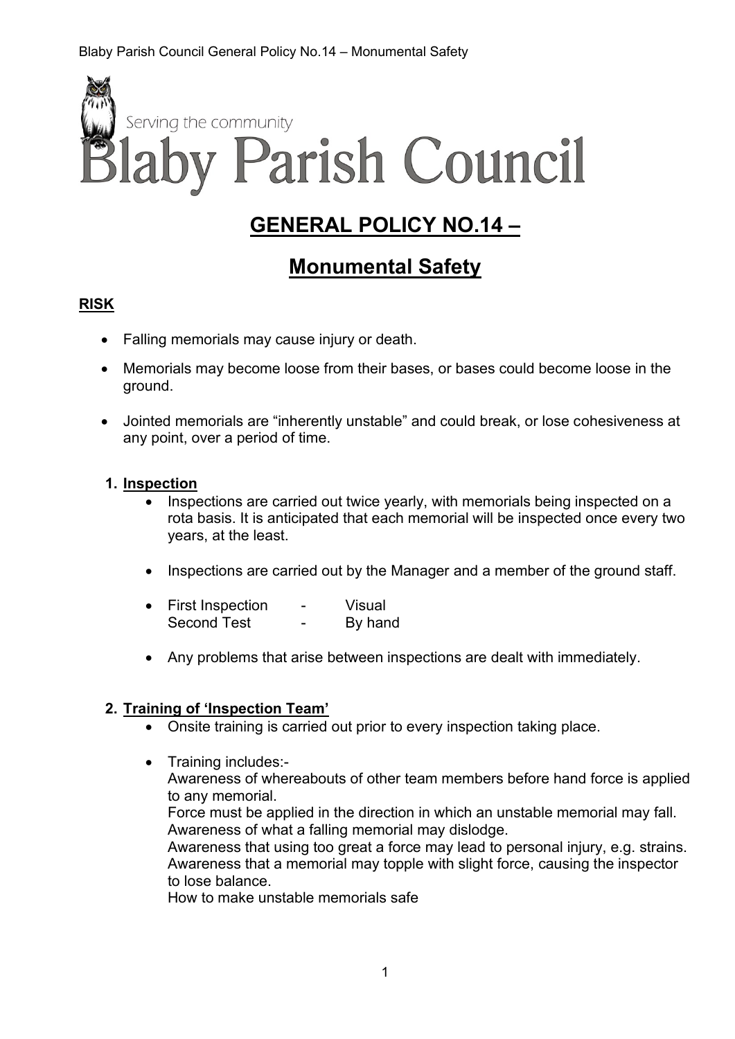Serving the community

# Blaby Parish Council

## GENERAL POLICY NO.14 –

## Monumental Safety

### RISK

- Falling memorials may cause injury or death.
- Memorials may become loose from their bases, or bases could become loose in the ground.
- Jointed memorials are "inherently unstable" and could break, or lose cohesiveness at any point, over a period of time.

1. **Inspection**
   - Inspections are carried out twice yearly, with memorials being inspected on a rota basis. It is anticipated that each memorial will be inspected once every two years, at the least.
   - Inspections are carried out by the Manager and a member of the ground staff.
   - First Inspection - Visual
     Second Test - By hand
   - Any problems that arise between inspections are dealt with immediately.

2. **Training of 'Inspection Team'**
   - Onsite training is carried out prior to every inspection taking place.
   - Training includes:-
     Awareness of whereabouts of other team members before hand force is applied to any memorial.
     Force must be applied in the direction in which an unstable memorial may fall.
     Awareness of what a falling memorial may dislodge.
     Awareness that using too great a force may lead to personal injury, e.g. strains.
     Awareness that a memorial may topple with slight force, causing the inspector to lose balance.
     How to make unstable memorials safe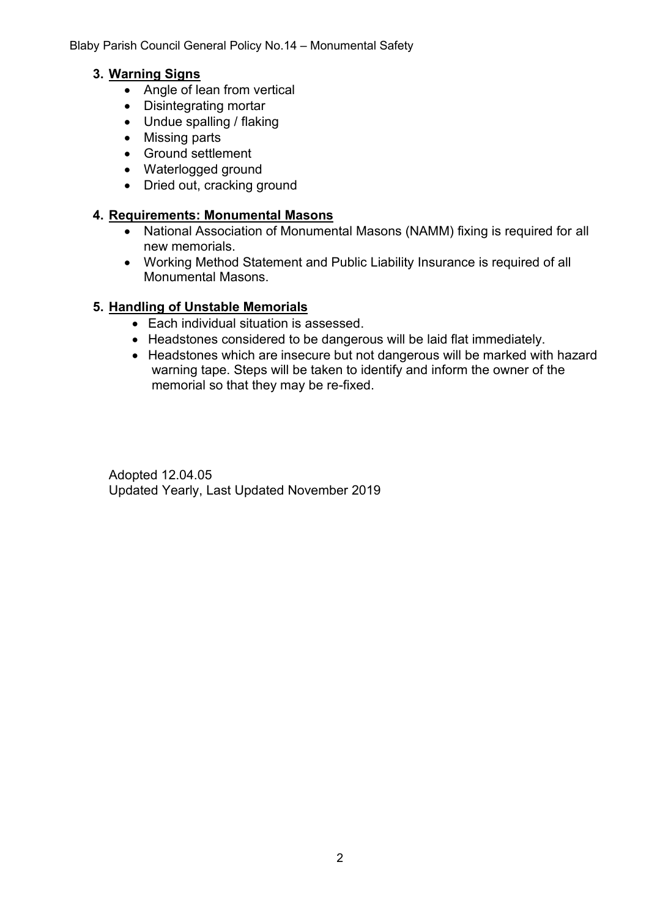## 3. Warning Signs

- Angle of lean from vertical
- Disintegrating mortar
- Undue spalling / flaking
- Missing parts
- Ground settlement
- Waterlogged ground
- Dried out, cracking ground

## 4. Requirements: Monumental Masons

- National Association of Monumental Masons (NAMM) fixing is required for all new memorials.
- Working Method Statement and Public Liability Insurance is required of all Monumental Masons.

## 5. Handling of Unstable Memorials

- Each individual situation is assessed.
- Headstones considered to be dangerous will be laid flat immediately.
- Headstones which are insecure but not dangerous will be marked with hazard warning tape. Steps will be taken to identify and inform the owner of the memorial so that they may be re-fixed.

Adopted 12.04.05
Updated Yearly, Last Updated November 2019